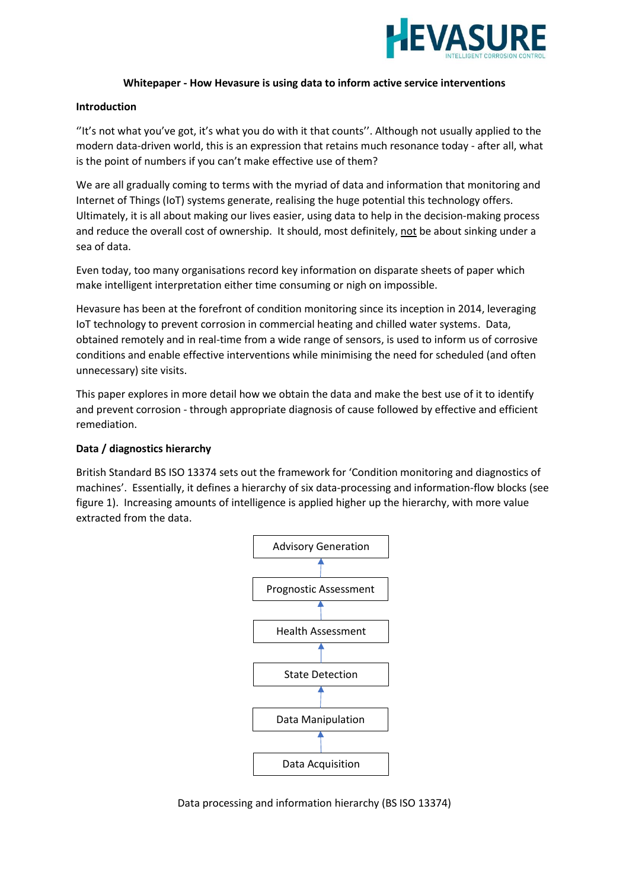# Whitepaper - How Hevasure is using data to inform active service interventions

## Introduction

''It's not what you've got, it's what you do with it that counts''. Although not usually applied to the modern data-driven world, this is an expression that retains much resonance today - after all, what is the point of numbers if you can't make effective use of them?

We are all gradually coming to terms with the myriad of data and information that monitoring and Internet of Things (IoT) systems generate, realising the huge potential this technology offers. Ultimately, it is all about making our lives easier, using data to help in the decision-making process and reduce the overall cost of ownership. It should, most definitely, <u>not</u> be about sinking under a sea of data.

Even today, too many organisations record key information on disparate sheets of paper which make intelligent interpretation either time consuming or nigh on impossible.

Hevasure has been at the forefront of condition monitoring since its inception in 2014, leveraging IoT technology to prevent corrosion in commercial heating and chilled water systems. Data, obtained remotely and in real-time from a wide range of sensors, is used to inform us of corrosive conditions and enable effective interventions while minimising the need for scheduled (and often unnecessary) site visits.

This paper explores in more detail how we obtain the data and make the best use of it to identify and prevent corrosion - through appropriate diagnosis of cause followed by effective and efficient remediation.

## Data / diagnostics hierarchy

British Standard BS ISO 13374 sets out the framework for 'Condition monitoring and diagnostics of machines'. Essentially, it defines a hierarchy of six data-processing and information-flow blocks (see figure 1). Increasing amounts of intelligence is applied higher up the hierarchy, with more value extracted from the data.

Advisory Generation
↑
Prognostic Assessment
↑
Health Assessment
↑
State Detection
↑
Data Manipulation
↑
Data Acquisition

Data processing and information hierarchy (BS ISO 13374)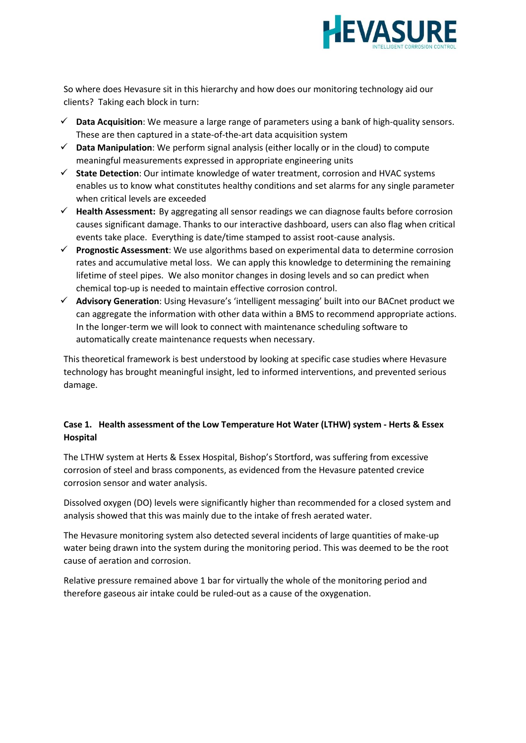So where does Hevasure sit in this hierarchy and how does our monitoring technology aid our clients? Taking each block in turn:

- ✓ **Data Acquisition**: We measure a large range of parameters using a bank of high-quality sensors. These are then captured in a state-of-the-art data acquisition system
- ✓ **Data Manipulation**: We perform signal analysis (either locally or in the cloud) to compute meaningful measurements expressed in appropriate engineering units
- ✓ **State Detection**: Our intimate knowledge of water treatment, corrosion and HVAC systems enables us to know what constitutes healthy conditions and set alarms for any single parameter when critical levels are exceeded
- ✓ **Health Assessment:** By aggregating all sensor readings we can diagnose faults before corrosion causes significant damage. Thanks to our interactive dashboard, users can also flag when critical events take place. Everything is date/time stamped to assist root-cause analysis.
- ✓ **Prognostic Assessment**: We use algorithms based on experimental data to determine corrosion rates and accumulative metal loss. We can apply this knowledge to determining the remaining lifetime of steel pipes. We also monitor changes in dosing levels and so can predict when chemical top-up is needed to maintain effective corrosion control.
- ✓ **Advisory Generation**: Using Hevasure's 'intelligent messaging' built into our BACnet product we can aggregate the information with other data within a BMS to recommend appropriate actions. In the longer-term we will look to connect with maintenance scheduling software to automatically create maintenance requests when necessary.

This theoretical framework is best understood by looking at specific case studies where Hevasure technology has brought meaningful insight, led to informed interventions, and prevented serious damage.

**Case 1. Health assessment of the Low Temperature Hot Water (LTHW) system - Herts & Essex Hospital**

The LTHW system at Herts & Essex Hospital, Bishop's Stortford, was suffering from excessive corrosion of steel and brass components, as evidenced from the Hevasure patented crevice corrosion sensor and water analysis.

Dissolved oxygen (DO) levels were significantly higher than recommended for a closed system and analysis showed that this was mainly due to the intake of fresh aerated water.

The Hevasure monitoring system also detected several incidents of large quantities of make-up water being drawn into the system during the monitoring period. This was deemed to be the root cause of aeration and corrosion.

Relative pressure remained above 1 bar for virtually the whole of the monitoring period and therefore gaseous air intake could be ruled-out as a cause of the oxygenation.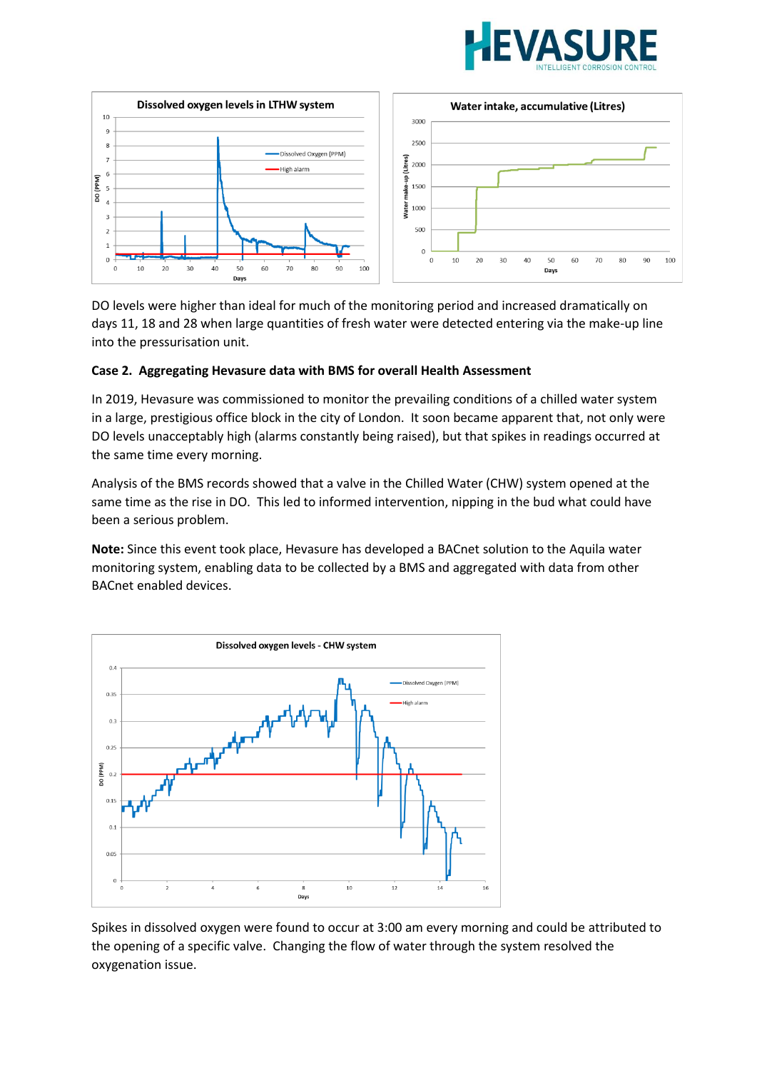DO levels were higher than ideal for much of the monitoring period and increased dramatically on days 11, 18 and 28 when large quantities of fresh water were detected entering via the make-up line into the pressurisation unit.

**Case 2. Aggregating Hevasure data with BMS for overall Health Assessment**

In 2019, Hevasure was commissioned to monitor the prevailing conditions of a chilled water system in a large, prestigious office block in the city of London. It soon became apparent that, not only were DO levels unacceptably high (alarms constantly being raised), but that spikes in readings occurred at the same time every morning.

Analysis of the BMS records showed that a valve in the Chilled Water (CHW) system opened at the same time as the rise in DO. This led to informed intervention, nipping in the bud what could have been a serious problem.

**Note:** Since this event took place, Hevasure has developed a BACnet solution to the Aquila water monitoring system, enabling data to be collected by a BMS and aggregated with data from other BACnet enabled devices.

Spikes in dissolved oxygen were found to occur at 3:00 am every morning and could be attributed to the opening of a specific valve. Changing the flow of water through the system resolved the oxygenation issue.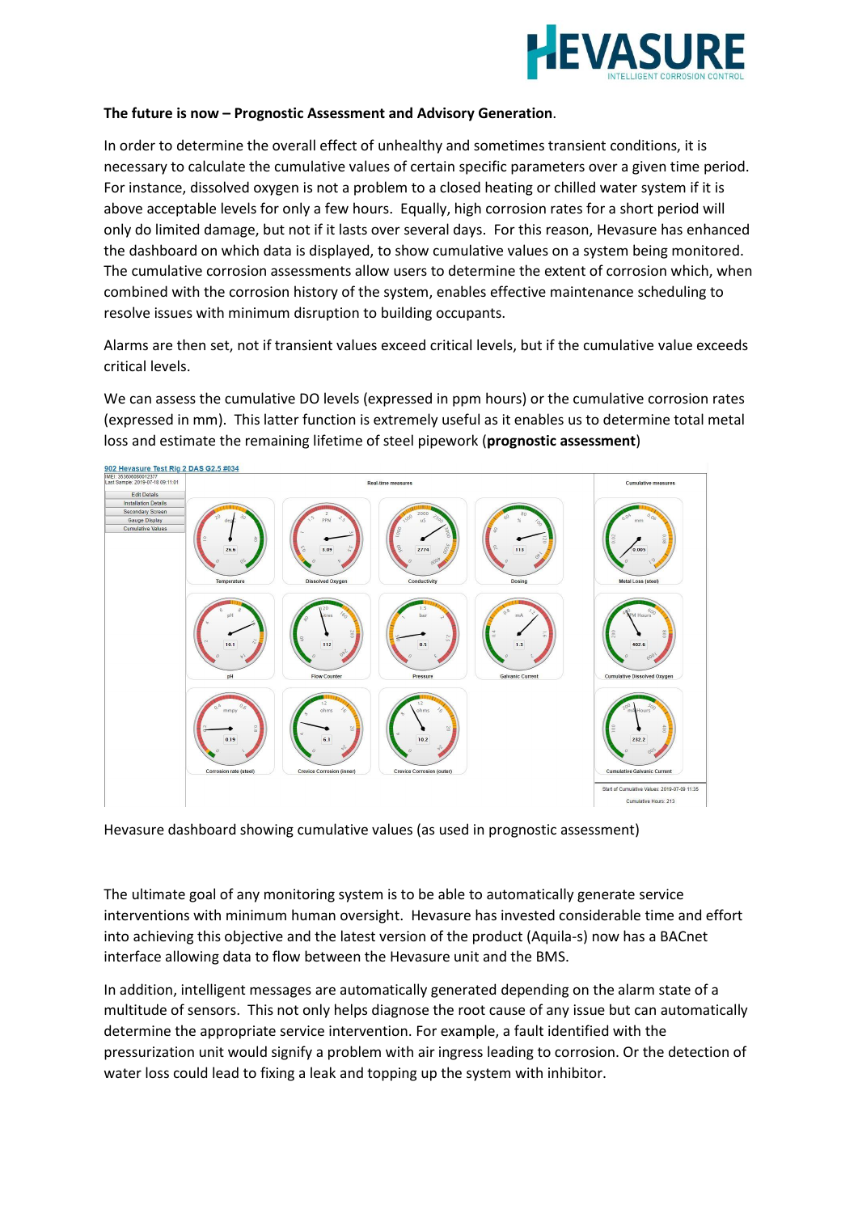**The future is now – Prognostic Assessment and Advisory Generation**.

In order to determine the overall effect of unhealthy and sometimes transient conditions, it is necessary to calculate the cumulative values of certain specific parameters over a given time period. For instance, dissolved oxygen is not a problem to a closed heating or chilled water system if it is above acceptable levels for only a few hours. Equally, high corrosion rates for a short period will only do limited damage, but not if it lasts over several days. For this reason, Hevasure has enhanced the dashboard on which data is displayed, to show cumulative values on a system being monitored. The cumulative corrosion assessments allow users to determine the extent of corrosion which, when combined with the corrosion history of the system, enables effective maintenance scheduling to resolve issues with minimum disruption to building occupants.

Alarms are then set, not if transient values exceed critical levels, but if the cumulative value exceeds critical levels.

We can assess the cumulative DO levels (expressed in ppm hours) or the cumulative corrosion rates (expressed in mm). This latter function is extremely useful as it enables us to determine total metal loss and estimate the remaining lifetime of steel pipework (**prognostic assessment**)

Hevasure dashboard showing cumulative values (as used in prognostic assessment)

The ultimate goal of any monitoring system is to be able to automatically generate service interventions with minimum human oversight. Hevasure has invested considerable time and effort into achieving this objective and the latest version of the product (Aquila-s) now has a BACnet interface allowing data to flow between the Hevasure unit and the BMS.

In addition, intelligent messages are automatically generated depending on the alarm state of a multitude of sensors. This not only helps diagnose the root cause of any issue but can automatically determine the appropriate service intervention. For example, a fault identified with the pressurization unit would signify a problem with air ingress leading to corrosion. Or the detection of water loss could lead to fixing a leak and topping up the system with inhibitor.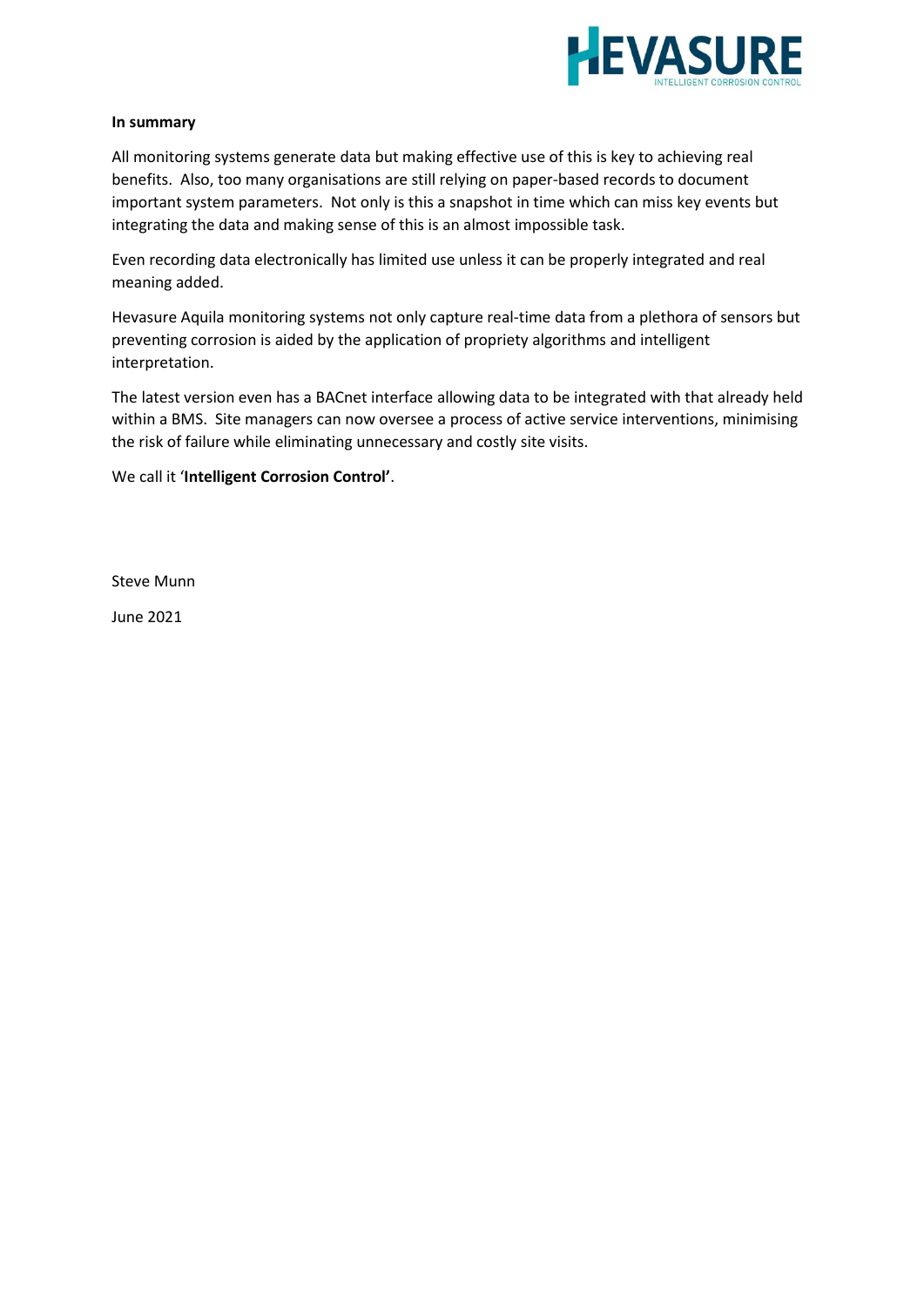**In summary**

All monitoring systems generate data but making effective use of this is key to achieving real benefits. Also, too many organisations are still relying on paper-based records to document important system parameters. Not only is this a snapshot in time which can miss key events but integrating the data and making sense of this is an almost impossible task.

Even recording data electronically has limited use unless it can be properly integrated and real meaning added.

Hevasure Aquila monitoring systems not only capture real-time data from a plethora of sensors but preventing corrosion is aided by the application of propriety algorithms and intelligent interpretation.

The latest version even has a BACnet interface allowing data to be integrated with that already held within a BMS. Site managers can now oversee a process of active service interventions, minimising the risk of failure while eliminating unnecessary and costly site visits.

We call it '**Intelligent Corrosion Control'**.

Steve Munn

June 2021